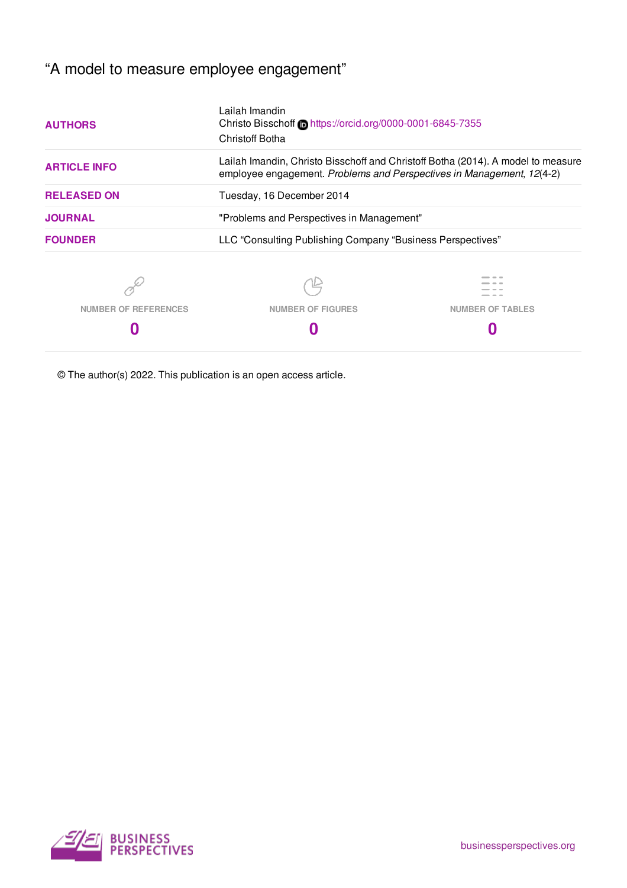# "A model to measure employee engagement"

| | |
|---|---|
| **AUTHORS** | Lailah Imandin<br>Christo Bisschoff https://orcid.org/0000-0001-6845-7355<br>Christoff Botha |
| **ARTICLE INFO** | Lailah Imandin, Christo Bisschoff and Christoff Botha (2014). A model to measure employee engagement. *Problems and Perspectives in Management*, *12*(4-2) |
| **RELEASED ON** | Tuesday, 16 December 2014 |
| **JOURNAL** | "Problems and Perspectives in Management" |
| **FOUNDER** | LLC "Consulting Publishing Company "Business Perspectives" |

| NUMBER OF REFERENCES | NUMBER OF FIGURES | NUMBER OF TABLES |
|---|---|---|
| 0 | 0 | 0 |

© The author(s) 2022. This publication is an open access article.

BUSINESS PERSPECTIVES

businessperspectives.org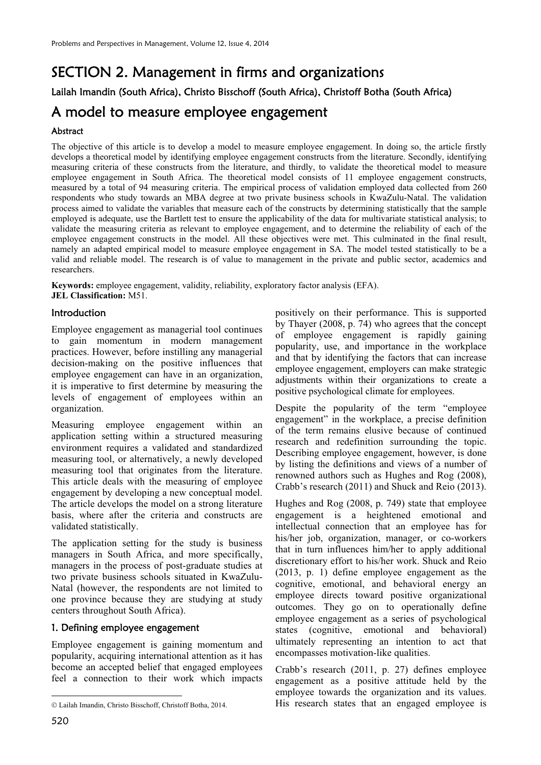# SECTION 2. Management in firms and organizations

Lailah Imandin (South Africa), Christo Bisschoff (South Africa), Christoff Botha (South Africa)

# A model to measure employee engagement

### Abstract

The objective of this article is to develop a model to measure employee engagement. In doing so, the article firstly develops a theoretical model by identifying employee engagement constructs from the literature. Secondly, identifying measuring criteria of these constructs from the literature, and thirdly, to validate the theoretical model to measure employee engagement in South Africa. The theoretical model consists of 11 employee engagement constructs, measured by a total of 94 measuring criteria. The empirical process of validation employed data collected from 260 respondents who study towards an MBA degree at two private business schools in KwaZulu-Natal. The validation process aimed to validate the variables that measure each of the constructs by determining statistically that the sample employed is adequate, use the Bartlett test to ensure the applicability of the data for multivariate statistical analysis; to validate the measuring criteria as relevant to employee engagement, and to determine the reliability of each of the employee engagement constructs in the model. All these objectives were met. This culminated in the final result, namely an adapted empirical model to measure employee engagement in SA. The model tested statistically to be a valid and reliable model. The research is of value to management in the private and public sector, academics and researchers.

**Keywords:** employee engagement, validity, reliability, exploratory factor analysis (EFA).
**JEL Classification:** M51.

### Introduction

Employee engagement as managerial tool continues to gain momentum in modern management practices. However, before instilling any managerial decision-making on the positive influences that employee engagement can have in an organization, it is imperative to first determine by measuring the levels of engagement of employees within an organization.

Measuring employee engagement within an application setting within a structured measuring environment requires a validated and standardized measuring tool, or alternatively, a newly developed measuring tool that originates from the literature. This article deals with the measuring of employee engagement by developing a new conceptual model. The article develops the model on a strong literature basis, where after the criteria and constructs are validated statistically.

The application setting for the study is business managers in South Africa, and more specifically, managers in the process of post-graduate studies at two private business schools situated in KwaZulu-Natal (however, the respondents are not limited to one province because they are studying at study centers throughout South Africa).

### 1. Defining employee engagement

Employee engagement is gaining momentum and popularity, acquiring international attention as it has become an accepted belief that engaged employees feel a connection to their work which impacts positively on their performance. This is supported by Thayer (2008, p. 74) who agrees that the concept of employee engagement is rapidly gaining popularity, use, and importance in the workplace and that by identifying the factors that can increase employee engagement, employers can make strategic adjustments within their organizations to create a positive psychological climate for employees.

Despite the popularity of the term "employee engagement" in the workplace, a precise definition of the term remains elusive because of continued research and redefinition surrounding the topic. Describing employee engagement, however, is done by listing the definitions and views of a number of renowned authors such as Hughes and Rog (2008), Crabb's research (2011) and Shuck and Reio (2013).

Hughes and Rog (2008, p. 749) state that employee engagement is a heightened emotional and intellectual connection that an employee has for his/her job, organization, manager, or co-workers that in turn influences him/her to apply additional discretionary effort to his/her work. Shuck and Reio (2013, p. 1) define employee engagement as the cognitive, emotional, and behavioral energy an employee directs toward positive organizational outcomes. They go on to operationally define employee engagement as a series of psychological states (cognitive, emotional and behavioral) ultimately representing an intention to act that encompasses motivation-like qualities.

Crabb's research (2011, p. 27) defines employee engagement as a positive attitude held by the employee towards the organization and its values. His research states that an engaged employee is

© Lailah Imandin, Christo Bisschoff, Christoff Botha, 2014.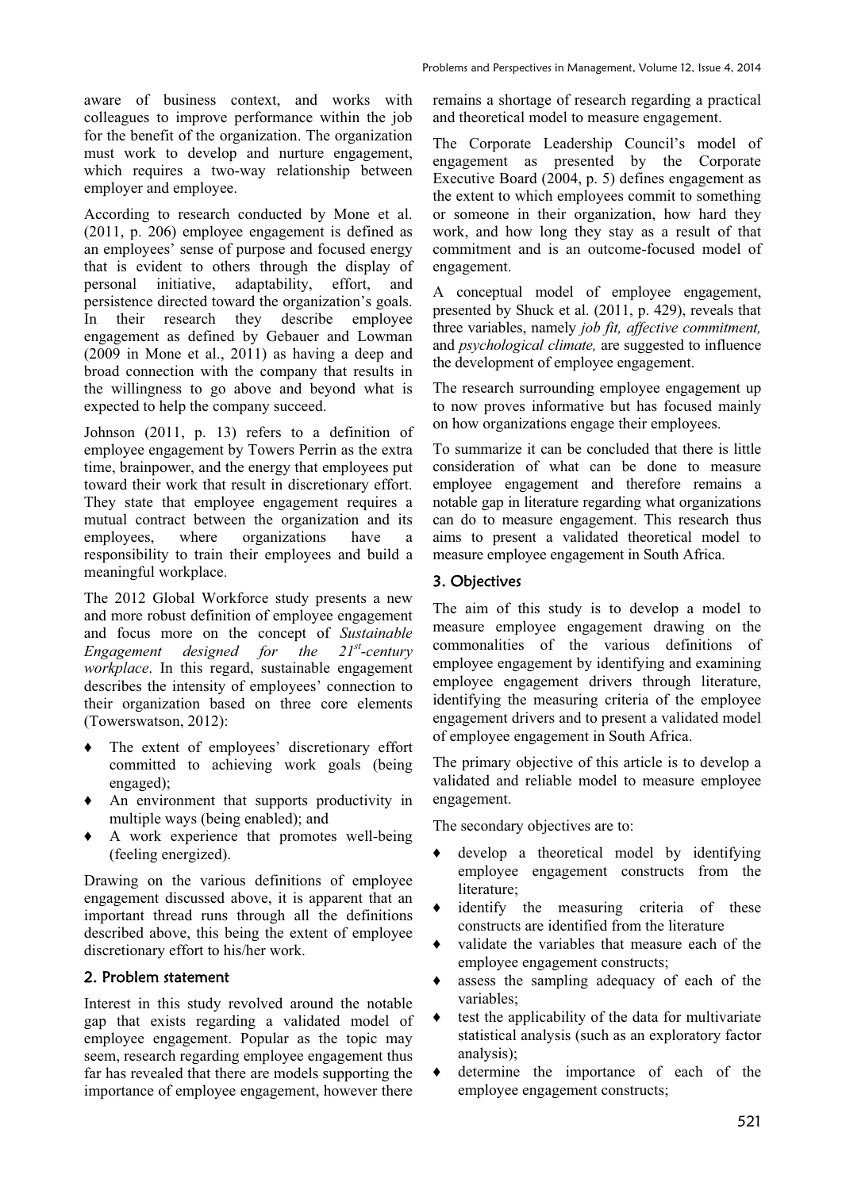aware of business context, and works with colleagues to improve performance within the job for the benefit of the organization. The organization must work to develop and nurture engagement, which requires a two-way relationship between employer and employee.

According to research conducted by Mone et al. (2011, p. 206) employee engagement is defined as an employees' sense of purpose and focused energy that is evident to others through the display of personal initiative, adaptability, effort, and persistence directed toward the organization's goals. In their research they describe employee engagement as defined by Gebauer and Lowman (2009 in Mone et al., 2011) as having a deep and broad connection with the company that results in the willingness to go above and beyond what is expected to help the company succeed.

Johnson (2011, p. 13) refers to a definition of employee engagement by Towers Perrin as the extra time, brainpower, and the energy that employees put toward their work that result in discretionary effort. They state that employee engagement requires a mutual contract between the organization and its employees, where organizations have a responsibility to train their employees and build a meaningful workplace.

The 2012 Global Workforce study presents a new and more robust definition of employee engagement and focus more on the concept of *Sustainable Engagement designed for the 21st-century workplace*. In this regard, sustainable engagement describes the intensity of employees' connection to their organization based on three core elements (Towerswatson, 2012):

- The extent of employees' discretionary effort committed to achieving work goals (being engaged);
- An environment that supports productivity in multiple ways (being enabled); and
- A work experience that promotes well-being (feeling energized).

Drawing on the various definitions of employee engagement discussed above, it is apparent that an important thread runs through all the definitions described above, this being the extent of employee discretionary effort to his/her work.

## 2. Problem statement

Interest in this study revolved around the notable gap that exists regarding a validated model of employee engagement. Popular as the topic may seem, research regarding employee engagement thus far has revealed that there are models supporting the importance of employee engagement, however there remains a shortage of research regarding a practical and theoretical model to measure engagement.

The Corporate Leadership Council's model of engagement as presented by the Corporate Executive Board (2004, p. 5) defines engagement as the extent to which employees commit to something or someone in their organization, how hard they work, and how long they stay as a result of that commitment and is an outcome-focused model of engagement.

A conceptual model of employee engagement, presented by Shuck et al. (2011, p. 429), reveals that three variables, namely *job fit, affective commitment,* and *psychological climate,* are suggested to influence the development of employee engagement.

The research surrounding employee engagement up to now proves informative but has focused mainly on how organizations engage their employees.

To summarize it can be concluded that there is little consideration of what can be done to measure employee engagement and therefore remains a notable gap in literature regarding what organizations can do to measure engagement. This research thus aims to present a validated theoretical model to measure employee engagement in South Africa.

## 3. Objectives

The aim of this study is to develop a model to measure employee engagement drawing on the commonalities of the various definitions of employee engagement by identifying and examining employee engagement drivers through literature, identifying the measuring criteria of the employee engagement drivers and to present a validated model of employee engagement in South Africa.

The primary objective of this article is to develop a validated and reliable model to measure employee engagement.

The secondary objectives are to:

- develop a theoretical model by identifying employee engagement constructs from the literature;
- identify the measuring criteria of these constructs are identified from the literature
- validate the variables that measure each of the employee engagement constructs;
- assess the sampling adequacy of each of the variables;
- test the applicability of the data for multivariate statistical analysis (such as an exploratory factor analysis);
- determine the importance of each of the employee engagement constructs;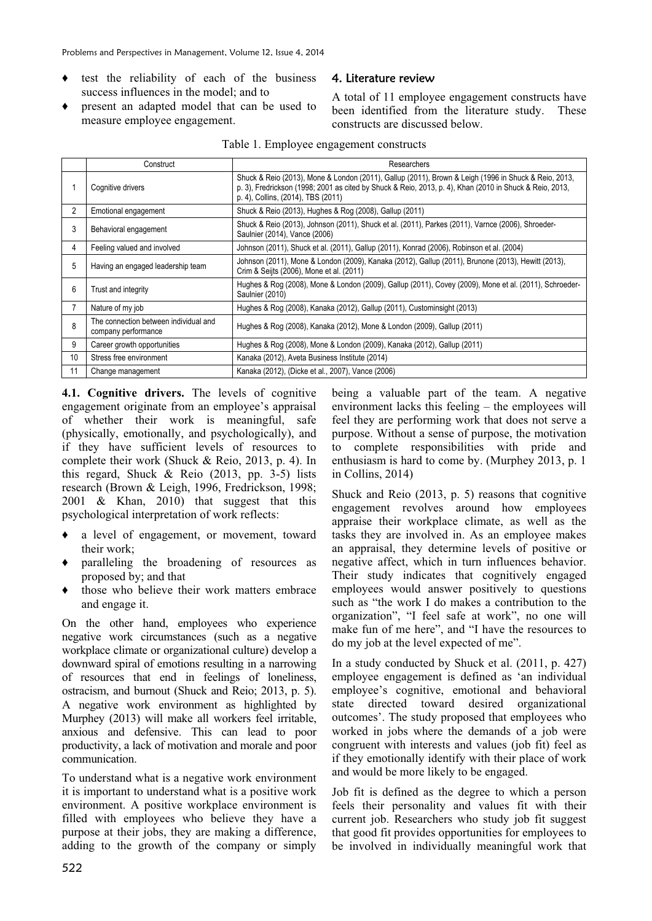- test the reliability of each of the business success influences in the model; and to
- present an adapted model that can be used to measure employee engagement.

## 4. Literature review

A total of 11 employee engagement constructs have been identified from the literature study. These constructs are discussed below.

Table 1. Employee engagement constructs

| | Construct | Researchers |
|---|---|---|
| 1 | Cognitive drivers | Shuck & Reio (2013), Mone & London (2011), Gallup (2011), Brown & Leigh (1996 in Shuck & Reio, 2013, p. 3), Fredrickson (1998; 2001 as cited by Shuck & Reio, 2013, p. 4), Khan (2010 in Shuck & Reio, 2013, p. 4), Collins, (2014), TBS (2011) |
| 2 | Emotional engagement | Shuck & Reio (2013), Hughes & Rog (2008), Gallup (2011) |
| 3 | Behavioral engagement | Shuck & Reio (2013), Johnson (2011), Shuck et al. (2011), Parkes (2011), Varnce (2006), Shroeder-Saulnier (2014), Vance (2006) |
| 4 | Feeling valued and involved | Johnson (2011), Shuck et al. (2011), Gallup (2011), Konrad (2006), Robinson et al. (2004) |
| 5 | Having an engaged leadership team | Johnson (2011), Mone & London (2009), Kanaka (2012), Gallup (2011), Brunone (2013), Hewitt (2013), Crim & Seijts (2006), Mone et al. (2011) |
| 6 | Trust and integrity | Hughes & Rog (2008), Mone & London (2009), Gallup (2011), Covey (2009), Mone et al. (2011), Schroeder-Saulnier (2010) |
| 7 | Nature of my job | Hughes & Rog (2008), Kanaka (2012), Gallup (2011), Custominsight (2013) |
| 8 | The connection between individual and company performance | Hughes & Rog (2008), Kanaka (2012), Mone & London (2009), Gallup (2011) |
| 9 | Career growth opportunities | Hughes & Rog (2008), Mone & London (2009), Kanaka (2012), Gallup (2011) |
| 10 | Stress free environment | Kanaka (2012), Aveta Business Institute (2014) |
| 11 | Change management | Kanaka (2012), (Dicke et al., 2007), Vance (2006) |

**4.1. Cognitive drivers.** The levels of cognitive engagement originate from an employee's appraisal of whether their work is meaningful, safe (physically, emotionally, and psychologically), and if they have sufficient levels of resources to complete their work (Shuck & Reio, 2013, p. 4). In this regard, Shuck & Reio (2013, pp. 3-5) lists research (Brown & Leigh, 1996, Fredrickson, 1998; 2001 & Khan, 2010) that suggest that this psychological interpretation of work reflects:

- a level of engagement, or movement, toward their work;
- paralleling the broadening of resources as proposed by; and that
- those who believe their work matters embrace and engage it.

On the other hand, employees who experience negative work circumstances (such as a negative workplace climate or organizational culture) develop a downward spiral of emotions resulting in a narrowing of resources that end in feelings of loneliness, ostracism, and burnout (Shuck and Reio; 2013, p. 5). A negative work environment as highlighted by Murphey (2013) will make all workers feel irritable, anxious and defensive. This can lead to poor productivity, a lack of motivation and morale and poor communication.

To understand what is a negative work environment it is important to understand what is a positive work environment. A positive workplace environment is filled with employees who believe they have a purpose at their jobs, they are making a difference, adding to the growth of the company or simply being a valuable part of the team. A negative environment lacks this feeling – the employees will feel they are performing work that does not serve a purpose. Without a sense of purpose, the motivation to complete responsibilities with pride and enthusiasm is hard to come by. (Murphey 2013, p. 1 in Collins, 2014)

Shuck and Reio (2013, p. 5) reasons that cognitive engagement revolves around how employees appraise their workplace climate, as well as the tasks they are involved in. As an employee makes an appraisal, they determine levels of positive or negative affect, which in turn influences behavior. Their study indicates that cognitively engaged employees would answer positively to questions such as "the work I do makes a contribution to the organization", "I feel safe at work", no one will make fun of me here", and "I have the resources to do my job at the level expected of me".

In a study conducted by Shuck et al. (2011, p. 427) employee engagement is defined as 'an individual employee's cognitive, emotional and behavioral state directed toward desired organizational outcomes'. The study proposed that employees who worked in jobs where the demands of a job were congruent with interests and values (job fit) feel as if they emotionally identify with their place of work and would be more likely to be engaged.

Job fit is defined as the degree to which a person feels their personality and values fit with their current job. Researchers who study job fit suggest that good fit provides opportunities for employees to be involved in individually meaningful work that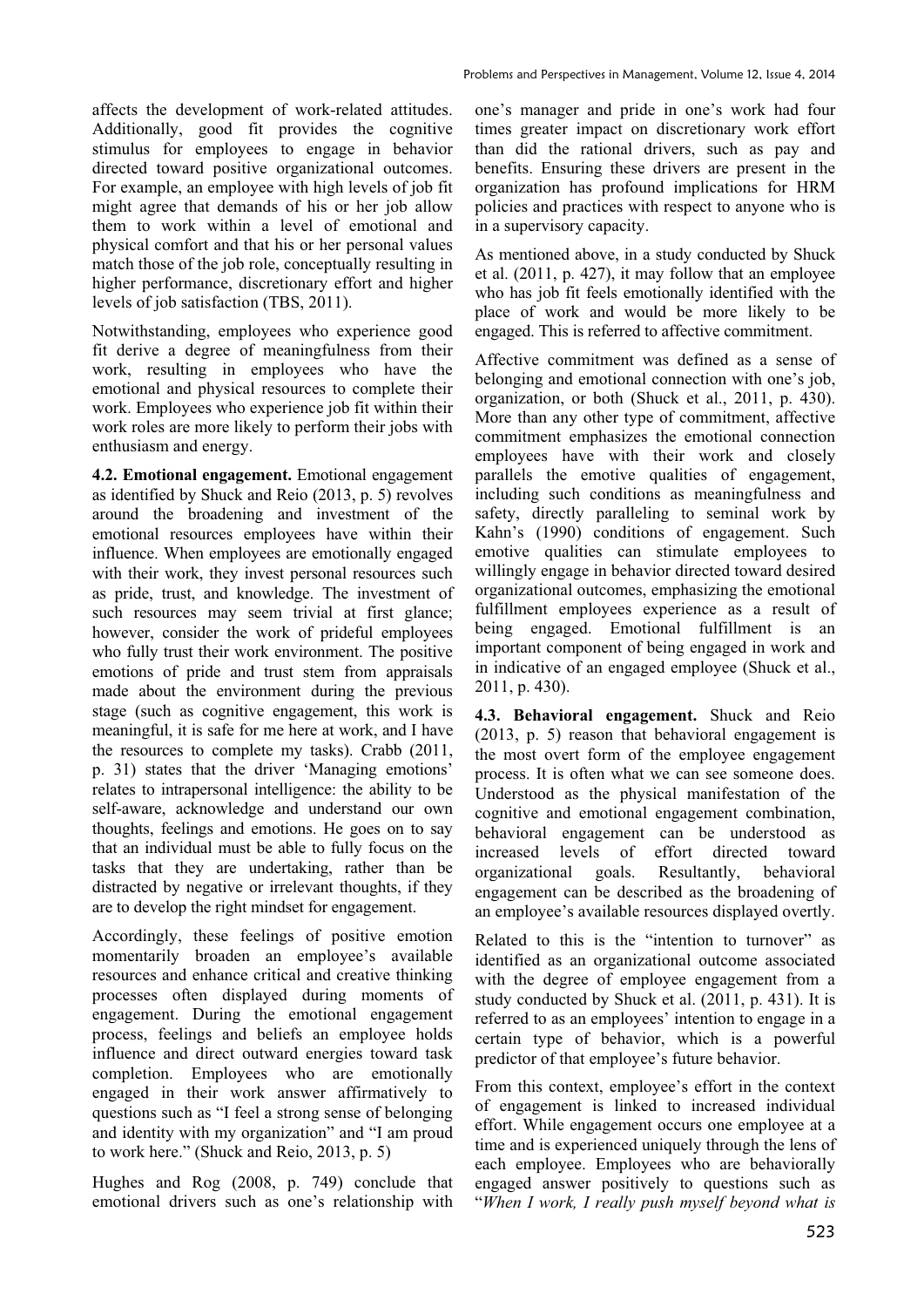affects the development of work-related attitudes. Additionally, good fit provides the cognitive stimulus for employees to engage in behavior directed toward positive organizational outcomes. For example, an employee with high levels of job fit might agree that demands of his or her job allow them to work within a level of emotional and physical comfort and that his or her personal values match those of the job role, conceptually resulting in higher performance, discretionary effort and higher levels of job satisfaction (TBS, 2011).

Notwithstanding, employees who experience good fit derive a degree of meaningfulness from their work, resulting in employees who have the emotional and physical resources to complete their work. Employees who experience job fit within their work roles are more likely to perform their jobs with enthusiasm and energy.

**4.2. Emotional engagement.** Emotional engagement as identified by Shuck and Reio (2013, p. 5) revolves around the broadening and investment of the emotional resources employees have within their influence. When employees are emotionally engaged with their work, they invest personal resources such as pride, trust, and knowledge. The investment of such resources may seem trivial at first glance; however, consider the work of prideful employees who fully trust their work environment. The positive emotions of pride and trust stem from appraisals made about the environment during the previous stage (such as cognitive engagement, this work is meaningful, it is safe for me here at work, and I have the resources to complete my tasks). Crabb (2011, p. 31) states that the driver 'Managing emotions' relates to intrapersonal intelligence: the ability to be self-aware, acknowledge and understand our own thoughts, feelings and emotions. He goes on to say that an individual must be able to fully focus on the tasks that they are undertaking, rather than be distracted by negative or irrelevant thoughts, if they are to develop the right mindset for engagement.

Accordingly, these feelings of positive emotion momentarily broaden an employee's available resources and enhance critical and creative thinking processes often displayed during moments of engagement. During the emotional engagement process, feelings and beliefs an employee holds influence and direct outward energies toward task completion. Employees who are emotionally engaged in their work answer affirmatively to questions such as "I feel a strong sense of belonging and identity with my organization" and "I am proud to work here." (Shuck and Reio, 2013, p. 5)

Hughes and Rog (2008, p. 749) conclude that emotional drivers such as one's relationship with one's manager and pride in one's work had four times greater impact on discretionary work effort than did the rational drivers, such as pay and benefits. Ensuring these drivers are present in the organization has profound implications for HRM policies and practices with respect to anyone who is in a supervisory capacity.

As mentioned above, in a study conducted by Shuck et al. (2011, p. 427), it may follow that an employee who has job fit feels emotionally identified with the place of work and would be more likely to be engaged. This is referred to affective commitment.

Affective commitment was defined as a sense of belonging and emotional connection with one's job, organization, or both (Shuck et al., 2011, p. 430). More than any other type of commitment, affective commitment emphasizes the emotional connection employees have with their work and closely parallels the emotive qualities of engagement, including such conditions as meaningfulness and safety, directly paralleling to seminal work by Kahn's (1990) conditions of engagement. Such emotive qualities can stimulate employees to willingly engage in behavior directed toward desired organizational outcomes, emphasizing the emotional fulfillment employees experience as a result of being engaged. Emotional fulfillment is an important component of being engaged in work and in indicative of an engaged employee (Shuck et al., 2011, p. 430).

**4.3. Behavioral engagement.** Shuck and Reio (2013, p. 5) reason that behavioral engagement is the most overt form of the employee engagement process. It is often what we can see someone does. Understood as the physical manifestation of the cognitive and emotional engagement combination, behavioral engagement can be understood as increased levels of effort directed toward organizational goals. Resultantly, behavioral engagement can be described as the broadening of an employee's available resources displayed overtly.

Related to this is the "intention to turnover" as identified as an organizational outcome associated with the degree of employee engagement from a study conducted by Shuck et al. (2011, p. 431). It is referred to as an employees' intention to engage in a certain type of behavior, which is a powerful predictor of that employee's future behavior.

From this context, employee's effort in the context of engagement is linked to increased individual effort. While engagement occurs one employee at a time and is experienced uniquely through the lens of each employee. Employees who are behaviorally engaged answer positively to questions such as "*When I work, I really push myself beyond what is*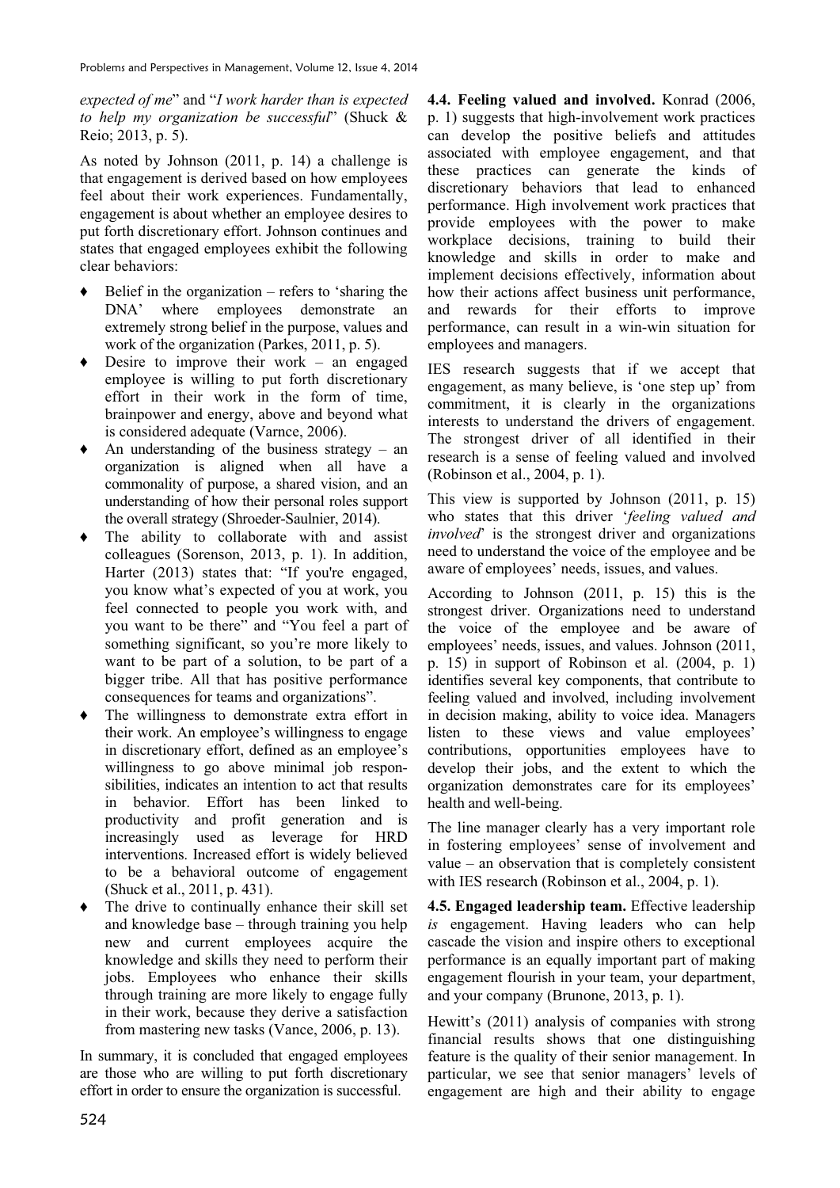*expected of me*" and "*I work harder than is expected to help my organization be successful*" (Shuck & Reio; 2013, p. 5).

As noted by Johnson (2011, p. 14) a challenge is that engagement is derived based on how employees feel about their work experiences. Fundamentally, engagement is about whether an employee desires to put forth discretionary effort. Johnson continues and states that engaged employees exhibit the following clear behaviors:

- Belief in the organization – refers to 'sharing the DNA' where employees demonstrate an extremely strong belief in the purpose, values and work of the organization (Parkes, 2011, p. 5).
- Desire to improve their work – an engaged employee is willing to put forth discretionary effort in their work in the form of time, brainpower and energy, above and beyond what is considered adequate (Varnce, 2006).
- An understanding of the business strategy – an organization is aligned when all have a commonality of purpose, a shared vision, and an understanding of how their personal roles support the overall strategy (Shroeder-Saulnier, 2014).
- The ability to collaborate with and assist colleagues (Sorenson, 2013, p. 1). In addition, Harter (2013) states that: "If you're engaged, you know what's expected of you at work, you feel connected to people you work with, and you want to be there" and "You feel a part of something significant, so you're more likely to want to be part of a solution, to be part of a bigger tribe. All that has positive performance consequences for teams and organizations".
- The willingness to demonstrate extra effort in their work. An employee's willingness to engage in discretionary effort, defined as an employee's willingness to go above minimal job responsibilities, indicates an intention to act that results in behavior. Effort has been linked to productivity and profit generation and is increasingly used as leverage for HRD interventions. Increased effort is widely believed to be a behavioral outcome of engagement (Shuck et al., 2011, p. 431).
- The drive to continually enhance their skill set and knowledge base – through training you help new and current employees acquire the knowledge and skills they need to perform their jobs. Employees who enhance their skills through training are more likely to engage fully in their work, because they derive a satisfaction from mastering new tasks (Vance, 2006, p. 13).

In summary, it is concluded that engaged employees are those who are willing to put forth discretionary effort in order to ensure the organization is successful.

**4.4. Feeling valued and involved.** Konrad (2006, p. 1) suggests that high-involvement work practices can develop the positive beliefs and attitudes associated with employee engagement, and that these practices can generate the kinds of discretionary behaviors that lead to enhanced performance. High involvement work practices that provide employees with the power to make workplace decisions, training to build their knowledge and skills in order to make and implement decisions effectively, information about how their actions affect business unit performance, and rewards for their efforts to improve performance, can result in a win-win situation for employees and managers.

IES research suggests that if we accept that engagement, as many believe, is 'one step up' from commitment, it is clearly in the organizations interests to understand the drivers of engagement. The strongest driver of all identified in their research is a sense of feeling valued and involved (Robinson et al., 2004, p. 1).

This view is supported by Johnson (2011, p. 15) who states that this driver '*feeling valued and involved*' is the strongest driver and organizations need to understand the voice of the employee and be aware of employees' needs, issues, and values.

According to Johnson (2011, p. 15) this is the strongest driver. Organizations need to understand the voice of the employee and be aware of employees' needs, issues, and values. Johnson (2011, p. 15) in support of Robinson et al. (2004, p. 1) identifies several key components, that contribute to feeling valued and involved, including involvement in decision making, ability to voice idea. Managers listen to these views and value employees' contributions, opportunities employees have to develop their jobs, and the extent to which the organization demonstrates care for its employees' health and well-being.

The line manager clearly has a very important role in fostering employees' sense of involvement and value – an observation that is completely consistent with IES research (Robinson et al., 2004, p. 1).

**4.5. Engaged leadership team.** Effective leadership *is* engagement. Having leaders who can help cascade the vision and inspire others to exceptional performance is an equally important part of making engagement flourish in your team, your department, and your company (Brunone, 2013, p. 1).

Hewitt's (2011) analysis of companies with strong financial results shows that one distinguishing feature is the quality of their senior management. In particular, we see that senior managers' levels of engagement are high and their ability to engage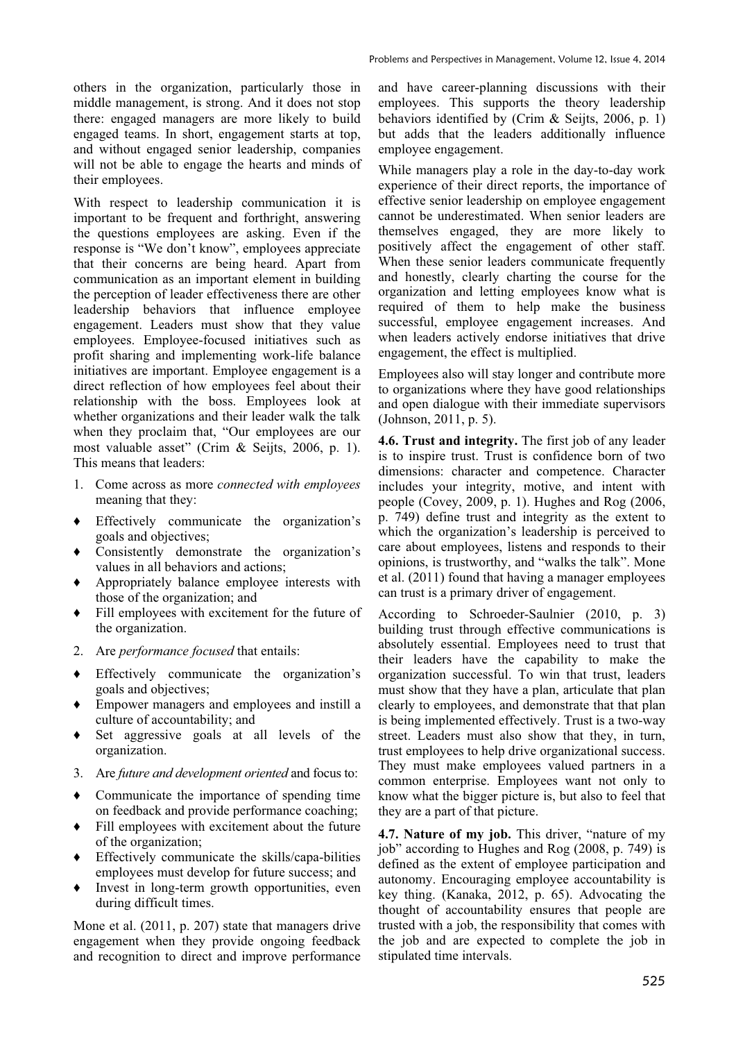others in the organization, particularly those in middle management, is strong. And it does not stop there: engaged managers are more likely to build engaged teams. In short, engagement starts at top, and without engaged senior leadership, companies will not be able to engage the hearts and minds of their employees.

With respect to leadership communication it is important to be frequent and forthright, answering the questions employees are asking. Even if the response is "We don't know", employees appreciate that their concerns are being heard. Apart from communication as an important element in building the perception of leader effectiveness there are other leadership behaviors that influence employee engagement. Leaders must show that they value employees. Employee-focused initiatives such as profit sharing and implementing work-life balance initiatives are important. Employee engagement is a direct reflection of how employees feel about their relationship with the boss. Employees look at whether organizations and their leader walk the talk when they proclaim that, "Our employees are our most valuable asset" (Crim & Seijts, 2006, p. 1). This means that leaders:

1. Come across as more *connected with employees* meaning that they:

- ♦ Effectively communicate the organization's goals and objectives;
- ♦ Consistently demonstrate the organization's values in all behaviors and actions;
- ♦ Appropriately balance employee interests with those of the organization; and
- ♦ Fill employees with excitement for the future of the organization.

2. Are *performance focused* that entails:

- ♦ Effectively communicate the organization's goals and objectives;
- ♦ Empower managers and employees and instill a culture of accountability; and
- ♦ Set aggressive goals at all levels of the organization.

3. Are *future and development oriented* and focus to:

- ♦ Communicate the importance of spending time on feedback and provide performance coaching;
- ♦ Fill employees with excitement about the future of the organization;
- ♦ Effectively communicate the skills/capa-bilities employees must develop for future success; and
- ♦ Invest in long-term growth opportunities, even during difficult times.

Mone et al. (2011, p. 207) state that managers drive engagement when they provide ongoing feedback and recognition to direct and improve performance and have career-planning discussions with their employees. This supports the theory leadership behaviors identified by (Crim & Seijts, 2006, p. 1) but adds that the leaders additionally influence employee engagement.

While managers play a role in the day-to-day work experience of their direct reports, the importance of effective senior leadership on employee engagement cannot be underestimated. When senior leaders are themselves engaged, they are more likely to positively affect the engagement of other staff. When these senior leaders communicate frequently and honestly, clearly charting the course for the organization and letting employees know what is required of them to help make the business successful, employee engagement increases. And when leaders actively endorse initiatives that drive engagement, the effect is multiplied.

Employees also will stay longer and contribute more to organizations where they have good relationships and open dialogue with their immediate supervisors (Johnson, 2011, p. 5).

**4.6. Trust and integrity.** The first job of any leader is to inspire trust. Trust is confidence born of two dimensions: character and competence. Character includes your integrity, motive, and intent with people (Covey, 2009, p. 1). Hughes and Rog (2006, p. 749) define trust and integrity as the extent to which the organization's leadership is perceived to care about employees, listens and responds to their opinions, is trustworthy, and "walks the talk". Mone et al. (2011) found that having a manager employees can trust is a primary driver of engagement.

According to Schroeder-Saulnier (2010, p. 3) building trust through effective communications is absolutely essential. Employees need to trust that their leaders have the capability to make the organization successful. To win that trust, leaders must show that they have a plan, articulate that plan clearly to employees, and demonstrate that that plan is being implemented effectively. Trust is a two-way street. Leaders must also show that they, in turn, trust employees to help drive organizational success. They must make employees valued partners in a common enterprise. Employees want not only to know what the bigger picture is, but also to feel that they are a part of that picture.

**4.7. Nature of my job.** This driver, "nature of my job" according to Hughes and Rog (2008, p. 749) is defined as the extent of employee participation and autonomy. Encouraging employee accountability is key thing. (Kanaka, 2012, p. 65). Advocating the thought of accountability ensures that people are trusted with a job, the responsibility that comes with the job and are expected to complete the job in stipulated time intervals.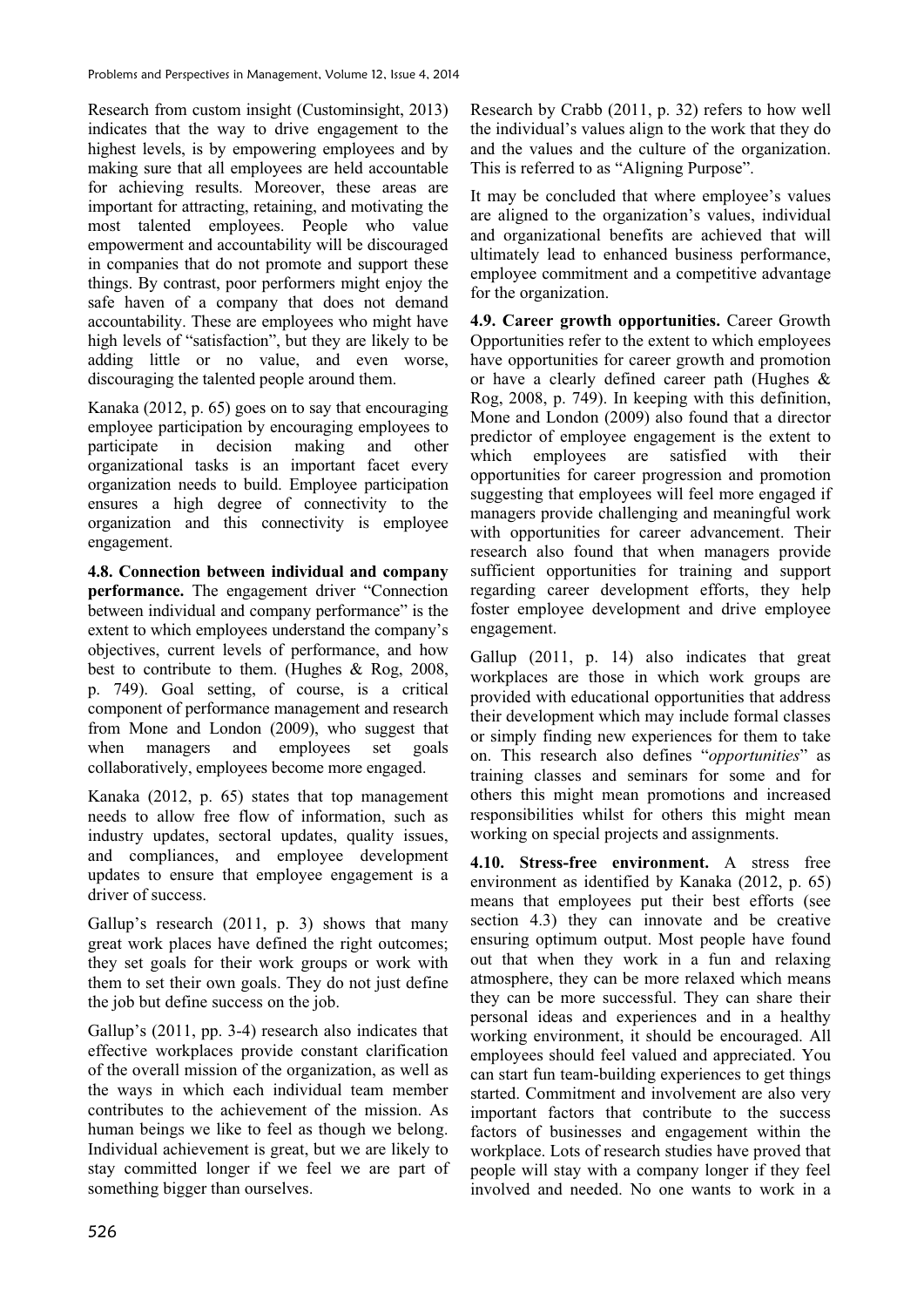Research from custom insight (Custominsight, 2013) indicates that the way to drive engagement to the highest levels, is by empowering employees and by making sure that all employees are held accountable for achieving results. Moreover, these areas are important for attracting, retaining, and motivating the most talented employees. People who value empowerment and accountability will be discouraged in companies that do not promote and support these things. By contrast, poor performers might enjoy the safe haven of a company that does not demand accountability. These are employees who might have high levels of "satisfaction", but they are likely to be adding little or no value, and even worse, discouraging the talented people around them.

Kanaka (2012, p. 65) goes on to say that encouraging employee participation by encouraging employees to participate in decision making and other organizational tasks is an important facet every organization needs to build. Employee participation ensures a high degree of connectivity to the organization and this connectivity is employee engagement.

**4.8. Connection between individual and company performance.** The engagement driver "Connection between individual and company performance" is the extent to which employees understand the company's objectives, current levels of performance, and how best to contribute to them. (Hughes & Rog, 2008, p. 749). Goal setting, of course, is a critical component of performance management and research from Mone and London (2009), who suggest that when managers and employees set goals collaboratively, employees become more engaged.

Kanaka (2012, p. 65) states that top management needs to allow free flow of information, such as industry updates, sectoral updates, quality issues, and compliances, and employee development updates to ensure that employee engagement is a driver of success.

Gallup's research (2011, p. 3) shows that many great work places have defined the right outcomes; they set goals for their work groups or work with them to set their own goals. They do not just define the job but define success on the job.

Gallup's (2011, pp. 3-4) research also indicates that effective workplaces provide constant clarification of the overall mission of the organization, as well as the ways in which each individual team member contributes to the achievement of the mission. As human beings we like to feel as though we belong. Individual achievement is great, but we are likely to stay committed longer if we feel we are part of something bigger than ourselves.

Research by Crabb (2011, p. 32) refers to how well the individual's values align to the work that they do and the values and the culture of the organization. This is referred to as "Aligning Purpose".

It may be concluded that where employee's values are aligned to the organization's values, individual and organizational benefits are achieved that will ultimately lead to enhanced business performance, employee commitment and a competitive advantage for the organization.

**4.9. Career growth opportunities.** Career Growth Opportunities refer to the extent to which employees have opportunities for career growth and promotion or have a clearly defined career path (Hughes & Rog, 2008, p. 749). In keeping with this definition, Mone and London (2009) also found that a director predictor of employee engagement is the extent to which employees are satisfied with their opportunities for career progression and promotion suggesting that employees will feel more engaged if managers provide challenging and meaningful work with opportunities for career advancement. Their research also found that when managers provide sufficient opportunities for training and support regarding career development efforts, they help foster employee development and drive employee engagement.

Gallup (2011, p. 14) also indicates that great workplaces are those in which work groups are provided with educational opportunities that address their development which may include formal classes or simply finding new experiences for them to take on. This research also defines "*opportunities*" as training classes and seminars for some and for others this might mean promotions and increased responsibilities whilst for others this might mean working on special projects and assignments.

**4.10. Stress-free environment.** A stress free environment as identified by Kanaka (2012, p. 65) means that employees put their best efforts (see section 4.3) they can innovate and be creative ensuring optimum output. Most people have found out that when they work in a fun and relaxing atmosphere, they can be more relaxed which means they can be more successful. They can share their personal ideas and experiences and in a healthy working environment, it should be encouraged. All employees should feel valued and appreciated. You can start fun team-building experiences to get things started. Commitment and involvement are also very important factors that contribute to the success factors of businesses and engagement within the workplace. Lots of research studies have proved that people will stay with a company longer if they feel involved and needed. No one wants to work in a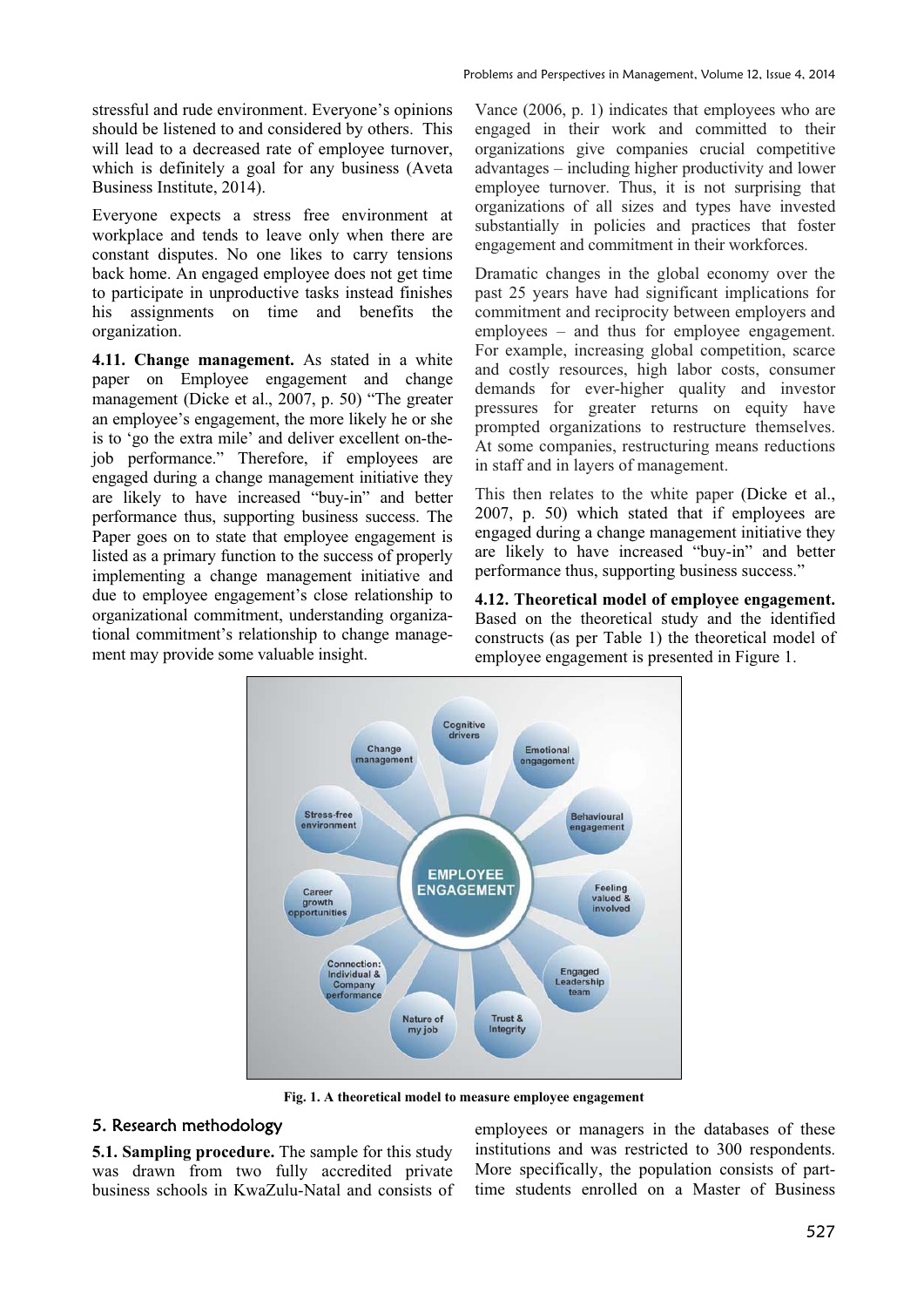stressful and rude environment. Everyone's opinions should be listened to and considered by others. This will lead to a decreased rate of employee turnover, which is definitely a goal for any business (Aveta Business Institute, 2014).

Everyone expects a stress free environment at workplace and tends to leave only when there are constant disputes. No one likes to carry tensions back home. An engaged employee does not get time to participate in unproductive tasks instead finishes his assignments on time and benefits the organization.

**4.11. Change management.** As stated in a white paper on Employee engagement and change management (Dicke et al., 2007, p. 50) "The greater an employee's engagement, the more likely he or she is to 'go the extra mile' and deliver excellent on-the-job performance." Therefore, if employees are engaged during a change management initiative they are likely to have increased "buy-in" and better performance thus, supporting business success. The Paper goes on to state that employee engagement is listed as a primary function to the success of properly implementing a change management initiative and due to employee engagement's close relationship to organizational commitment, understanding organizational commitment's relationship to change management may provide some valuable insight.

Vance (2006, p. 1) indicates that employees who are engaged in their work and committed to their organizations give companies crucial competitive advantages – including higher productivity and lower employee turnover. Thus, it is not surprising that organizations of all sizes and types have invested substantially in policies and practices that foster engagement and commitment in their workforces.

Dramatic changes in the global economy over the past 25 years have had significant implications for commitment and reciprocity between employers and employees – and thus for employee engagement. For example, increasing global competition, scarce and costly resources, high labor costs, consumer demands for ever-higher quality and investor pressures for greater returns on equity have prompted organizations to restructure themselves. At some companies, restructuring means reductions in staff and in layers of management.

This then relates to the white paper (Dicke et al., 2007, p. 50) which stated that if employees are engaged during a change management initiative they are likely to have increased "buy-in" and better performance thus, supporting business success."

**4.12. Theoretical model of employee engagement.** Based on the theoretical study and the identified constructs (as per Table 1) the theoretical model of employee engagement is presented in Figure 1.

**Fig. 1. A theoretical model to measure employee engagement**

## 5. Research methodology

**5.1. Sampling procedure.** The sample for this study was drawn from two fully accredited private business schools in KwaZulu-Natal and consists of employees or managers in the databases of these institutions and was restricted to 300 respondents. More specifically, the population consists of part-time students enrolled on a Master of Business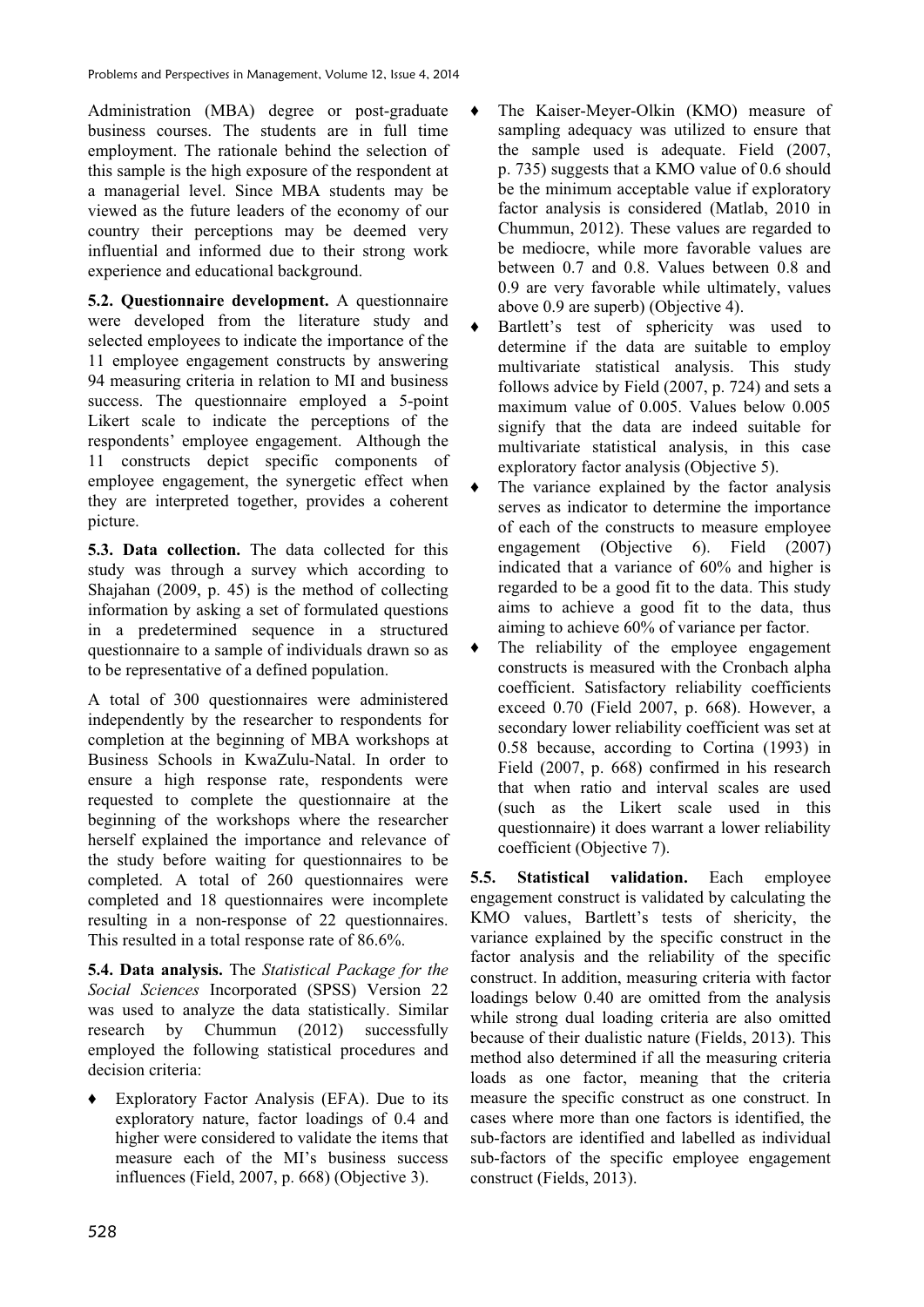Administration (MBA) degree or post-graduate business courses. The students are in full time employment. The rationale behind the selection of this sample is the high exposure of the respondent at a managerial level. Since MBA students may be viewed as the future leaders of the economy of our country their perceptions may be deemed very influential and informed due to their strong work experience and educational background.

**5.2. Questionnaire development.** A questionnaire were developed from the literature study and selected employees to indicate the importance of the 11 employee engagement constructs by answering 94 measuring criteria in relation to MI and business success. The questionnaire employed a 5-point Likert scale to indicate the perceptions of the respondents' employee engagement. Although the 11 constructs depict specific components of employee engagement, the synergetic effect when they are interpreted together, provides a coherent picture.

**5.3. Data collection.** The data collected for this study was through a survey which according to Shajahan (2009, p. 45) is the method of collecting information by asking a set of formulated questions in a predetermined sequence in a structured questionnaire to a sample of individuals drawn so as to be representative of a defined population.

A total of 300 questionnaires were administered independently by the researcher to respondents for completion at the beginning of MBA workshops at Business Schools in KwaZulu-Natal. In order to ensure a high response rate, respondents were requested to complete the questionnaire at the beginning of the workshops where the researcher herself explained the importance and relevance of the study before waiting for questionnaires to be completed. A total of 260 questionnaires were completed and 18 questionnaires were incomplete resulting in a non-response of 22 questionnaires. This resulted in a total response rate of 86.6%.

**5.4. Data analysis.** The *Statistical Package for the Social Sciences* Incorporated (SPSS) Version 22 was used to analyze the data statistically. Similar research by Chummun (2012) successfully employed the following statistical procedures and decision criteria:

- Exploratory Factor Analysis (EFA). Due to its exploratory nature, factor loadings of 0.4 and higher were considered to validate the items that measure each of the MI's business success influences (Field, 2007, p. 668) (Objective 3).
- The Kaiser-Meyer-Olkin (KMO) measure of sampling adequacy was utilized to ensure that the sample used is adequate. Field (2007, p. 735) suggests that a KMO value of 0.6 should be the minimum acceptable value if exploratory factor analysis is considered (Matlab, 2010 in Chummun, 2012). These values are regarded to be mediocre, while more favorable values are between 0.7 and 0.8. Values between 0.8 and 0.9 are very favorable while ultimately, values above 0.9 are superb) (Objective 4).
- Bartlett's test of sphericity was used to determine if the data are suitable to employ multivariate statistical analysis. This study follows advice by Field (2007, p. 724) and sets a maximum value of 0.005. Values below 0.005 signify that the data are indeed suitable for multivariate statistical analysis, in this case exploratory factor analysis (Objective 5).
- The variance explained by the factor analysis serves as indicator to determine the importance of each of the constructs to measure employee engagement (Objective 6). Field (2007) indicated that a variance of 60% and higher is regarded to be a good fit to the data. This study aims to achieve a good fit to the data, thus aiming to achieve 60% of variance per factor.
- The reliability of the employee engagement constructs is measured with the Cronbach alpha coefficient. Satisfactory reliability coefficients exceed 0.70 (Field 2007, p. 668). However, a secondary lower reliability coefficient was set at 0.58 because, according to Cortina (1993) in Field (2007, p. 668) confirmed in his research that when ratio and interval scales are used (such as the Likert scale used in this questionnaire) it does warrant a lower reliability coefficient (Objective 7).

**5.5. Statistical validation.** Each employee engagement construct is validated by calculating the KMO values, Bartlett's tests of shericity, the variance explained by the specific construct in the factor analysis and the reliability of the specific construct. In addition, measuring criteria with factor loadings below 0.40 are omitted from the analysis while strong dual loading criteria are also omitted because of their dualistic nature (Fields, 2013). This method also determined if all the measuring criteria loads as one factor, meaning that the criteria measure the specific construct as one construct. In cases where more than one factors is identified, the sub-factors are identified and labelled as individual sub-factors of the specific employee engagement construct (Fields, 2013).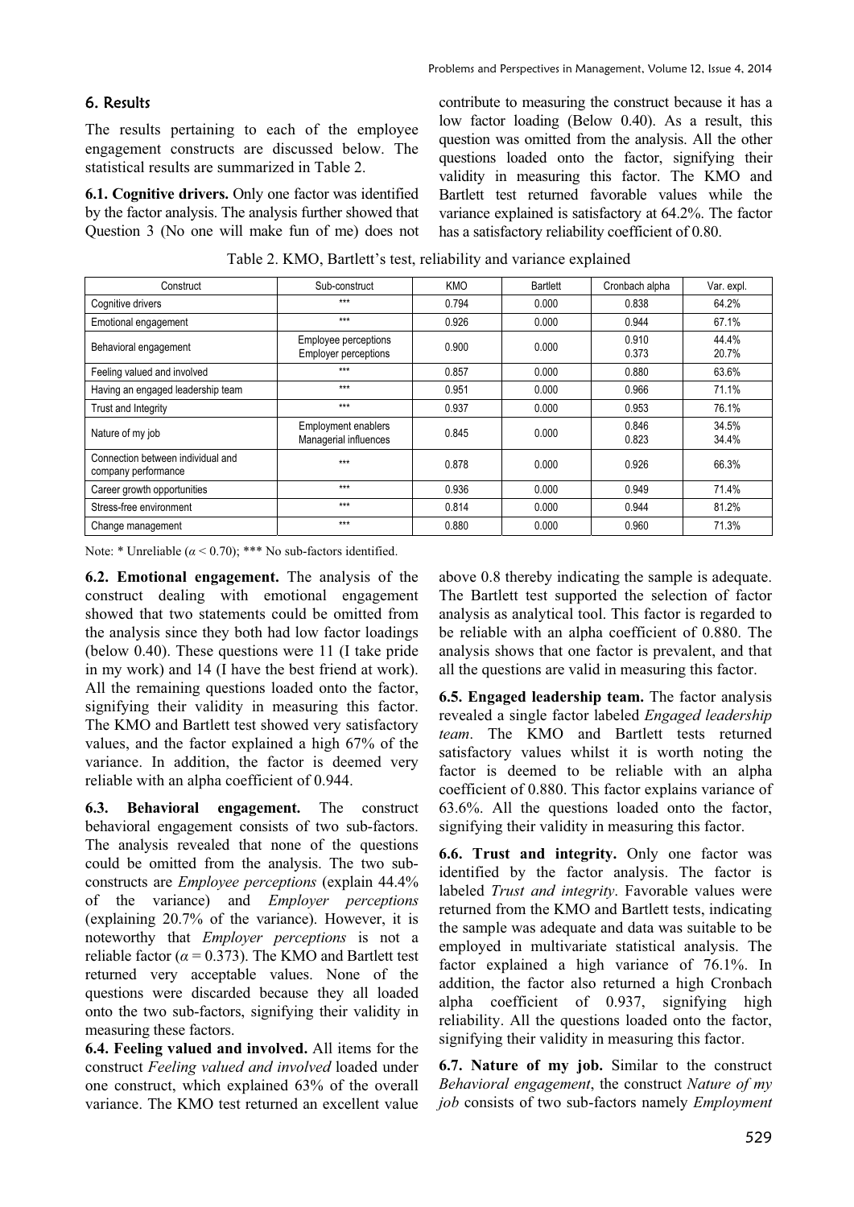## 6. Results

The results pertaining to each of the employee engagement constructs are discussed below. The statistical results are summarized in Table 2.

**6.1. Cognitive drivers.** Only one factor was identified by the factor analysis. The analysis further showed that Question 3 (No one will make fun of me) does not contribute to measuring the construct because it has a low factor loading (Below 0.40). As a result, this question was omitted from the analysis. All the other questions loaded onto the factor, signifying their validity in measuring this factor. The KMO and Bartlett test returned favorable values while the variance explained is satisfactory at 64.2%. The factor has a satisfactory reliability coefficient of 0.80.

Table 2. KMO, Bartlett's test, reliability and variance explained

| Construct | Sub-construct | KMO | Bartlett | Cronbach alpha | Var. expl. |
|---|---|---|---|---|---|
| Cognitive drivers | *** | 0.794 | 0.000 | 0.838 | 64.2% |
| Emotional engagement | *** | 0.926 | 0.000 | 0.944 | 67.1% |
| Behavioral engagement | Employee perceptions<br>Employer perceptions | 0.900 | 0.000 | 0.910<br>0.373 | 44.4%<br>20.7% |
| Feeling valued and involved | *** | 0.857 | 0.000 | 0.880 | 63.6% |
| Having an engaged leadership team | *** | 0.951 | 0.000 | 0.966 | 71.1% |
| Trust and Integrity | *** | 0.937 | 0.000 | 0.953 | 76.1% |
| Nature of my job | Employment enablers<br>Managerial influences | 0.845 | 0.000 | 0.846<br>0.823 | 34.5%<br>34.4% |
| Connection between individual and company performance | *** | 0.878 | 0.000 | 0.926 | 66.3% |
| Career growth opportunities | *** | 0.936 | 0.000 | 0.949 | 71.4% |
| Stress-free environment | *** | 0.814 | 0.000 | 0.944 | 81.2% |
| Change management | *** | 0.880 | 0.000 | 0.960 | 71.3% |

Note: * Unreliable ($\alpha < 0.70$); *** No sub-factors identified.

**6.2. Emotional engagement.** The analysis of the construct dealing with emotional engagement showed that two statements could be omitted from the analysis since they both had low factor loadings (below 0.40). These questions were 11 (I take pride in my work) and 14 (I have the best friend at work). All the remaining questions loaded onto the factor, signifying their validity in measuring this factor. The KMO and Bartlett test showed very satisfactory values, and the factor explained a high 67% of the variance. In addition, the factor is deemed very reliable with an alpha coefficient of 0.944.

**6.3. Behavioral engagement.** The construct behavioral engagement consists of two sub-factors. The analysis revealed that none of the questions could be omitted from the analysis. The two sub-constructs are *Employee perceptions* (explain 44.4% of the variance) and *Employer perceptions* (explaining 20.7% of the variance). However, it is noteworthy that *Employer perceptions* is not a reliable factor ($\alpha = 0.373$). The KMO and Bartlett test returned very acceptable values. None of the questions were discarded because they all loaded onto the two sub-factors, signifying their validity in measuring these factors.

**6.4. Feeling valued and involved.** All items for the construct *Feeling valued and involved* loaded under one construct, which explained 63% of the overall variance. The KMO test returned an excellent value above 0.8 thereby indicating the sample is adequate. The Bartlett test supported the selection of factor analysis as analytical tool. This factor is regarded to be reliable with an alpha coefficient of 0.880. The analysis shows that one factor is prevalent, and that all the questions are valid in measuring this factor.

**6.5. Engaged leadership team.** The factor analysis revealed a single factor labeled *Engaged leadership team*. The KMO and Bartlett tests returned satisfactory values whilst it is worth noting the factor is deemed to be reliable with an alpha coefficient of 0.880. This factor explains variance of 63.6%. All the questions loaded onto the factor, signifying their validity in measuring this factor.

**6.6. Trust and integrity.** Only one factor was identified by the factor analysis. The factor is labeled *Trust and integrity*. Favorable values were returned from the KMO and Bartlett tests, indicating the sample was adequate and data was suitable to be employed in multivariate statistical analysis. The factor explained a high variance of 76.1%. In addition, the factor also returned a high Cronbach alpha coefficient of 0.937, signifying high reliability. All the questions loaded onto the factor, signifying their validity in measuring this factor.

**6.7. Nature of my job.** Similar to the construct *Behavioral engagement*, the construct *Nature of my job* consists of two sub-factors namely *Employment*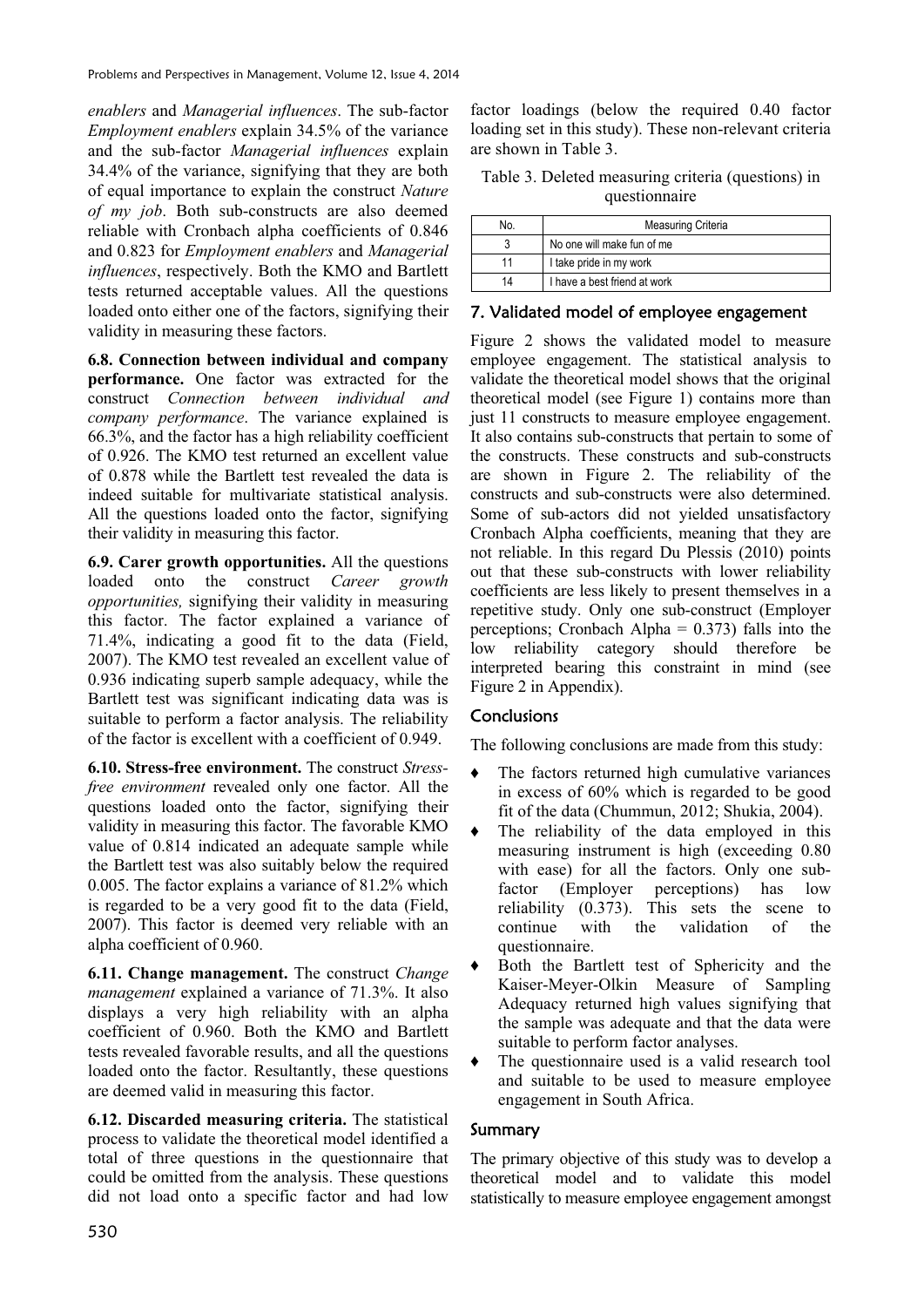*enablers* and *Managerial influences*. The sub-factor *Employment enablers* explain 34.5% of the variance and the sub-factor *Managerial influences* explain 34.4% of the variance, signifying that they are both of equal importance to explain the construct *Nature of my job*. Both sub-constructs are also deemed reliable with Cronbach alpha coefficients of 0.846 and 0.823 for *Employment enablers* and *Managerial influences*, respectively. Both the KMO and Bartlett tests returned acceptable values. All the questions loaded onto either one of the factors, signifying their validity in measuring these factors.

**6.8. Connection between individual and company performance.** One factor was extracted for the construct *Connection between individual and company performance*. The variance explained is 66.3%, and the factor has a high reliability coefficient of 0.926. The KMO test returned an excellent value of 0.878 while the Bartlett test revealed the data is indeed suitable for multivariate statistical analysis. All the questions loaded onto the factor, signifying their validity in measuring this factor.

**6.9. Carer growth opportunities.** All the questions loaded onto the construct *Career growth opportunities,* signifying their validity in measuring this factor. The factor explained a variance of 71.4%, indicating a good fit to the data (Field, 2007). The KMO test revealed an excellent value of 0.936 indicating superb sample adequacy, while the Bartlett test was significant indicating data was is suitable to perform a factor analysis. The reliability of the factor is excellent with a coefficient of 0.949.

**6.10. Stress-free environment.** The construct *Stress-free environment* revealed only one factor. All the questions loaded onto the factor, signifying their validity in measuring this factor. The favorable KMO value of 0.814 indicated an adequate sample while the Bartlett test was also suitably below the required 0.005. The factor explains a variance of 81.2% which is regarded to be a very good fit to the data (Field, 2007). This factor is deemed very reliable with an alpha coefficient of 0.960.

**6.11. Change management.** The construct *Change management* explained a variance of 71.3%. It also displays a very high reliability with an alpha coefficient of 0.960. Both the KMO and Bartlett tests revealed favorable results, and all the questions loaded onto the factor. Resultantly, these questions are deemed valid in measuring this factor.

**6.12. Discarded measuring criteria.** The statistical process to validate the theoretical model identified a total of three questions in the questionnaire that could be omitted from the analysis. These questions did not load onto a specific factor and had low factor loadings (below the required 0.40 factor loading set in this study). These non-relevant criteria are shown in Table 3.

Table 3. Deleted measuring criteria (questions) in questionnaire

| No. | Measuring Criteria |
|---|---|
| 3 | No one will make fun of me |
| 11 | I take pride in my work |
| 14 | I have a best friend at work |

## 7. Validated model of employee engagement

Figure 2 shows the validated model to measure employee engagement. The statistical analysis to validate the theoretical model shows that the original theoretical model (see Figure 1) contains more than just 11 constructs to measure employee engagement. It also contains sub-constructs that pertain to some of the constructs. These constructs and sub-constructs are shown in Figure 2. The reliability of the constructs and sub-constructs were also determined. Some of sub-actors did not yielded unsatisfactory Cronbach Alpha coefficients, meaning that they are not reliable. In this regard Du Plessis (2010) points out that these sub-constructs with lower reliability coefficients are less likely to present themselves in a repetitive study. Only one sub-construct (Employer perceptions; Cronbach Alpha = 0.373) falls into the low reliability category should therefore be interpreted bearing this constraint in mind (see Figure 2 in Appendix).

## Conclusions

The following conclusions are made from this study:

- The factors returned high cumulative variances in excess of 60% which is regarded to be good fit of the data (Chummun, 2012; Shukia, 2004).
- The reliability of the data employed in this measuring instrument is high (exceeding 0.80 with ease) for all the factors. Only one sub-factor (Employer perceptions) has low reliability (0.373). This sets the scene to continue with the validation of the questionnaire.
- Both the Bartlett test of Sphericity and the Kaiser-Meyer-Olkin Measure of Sampling Adequacy returned high values signifying that the sample was adequate and that the data were suitable to perform factor analyses.
- The questionnaire used is a valid research tool and suitable to be used to measure employee engagement in South Africa.

## Summary

The primary objective of this study was to develop a theoretical model and to validate this model statistically to measure employee engagement amongst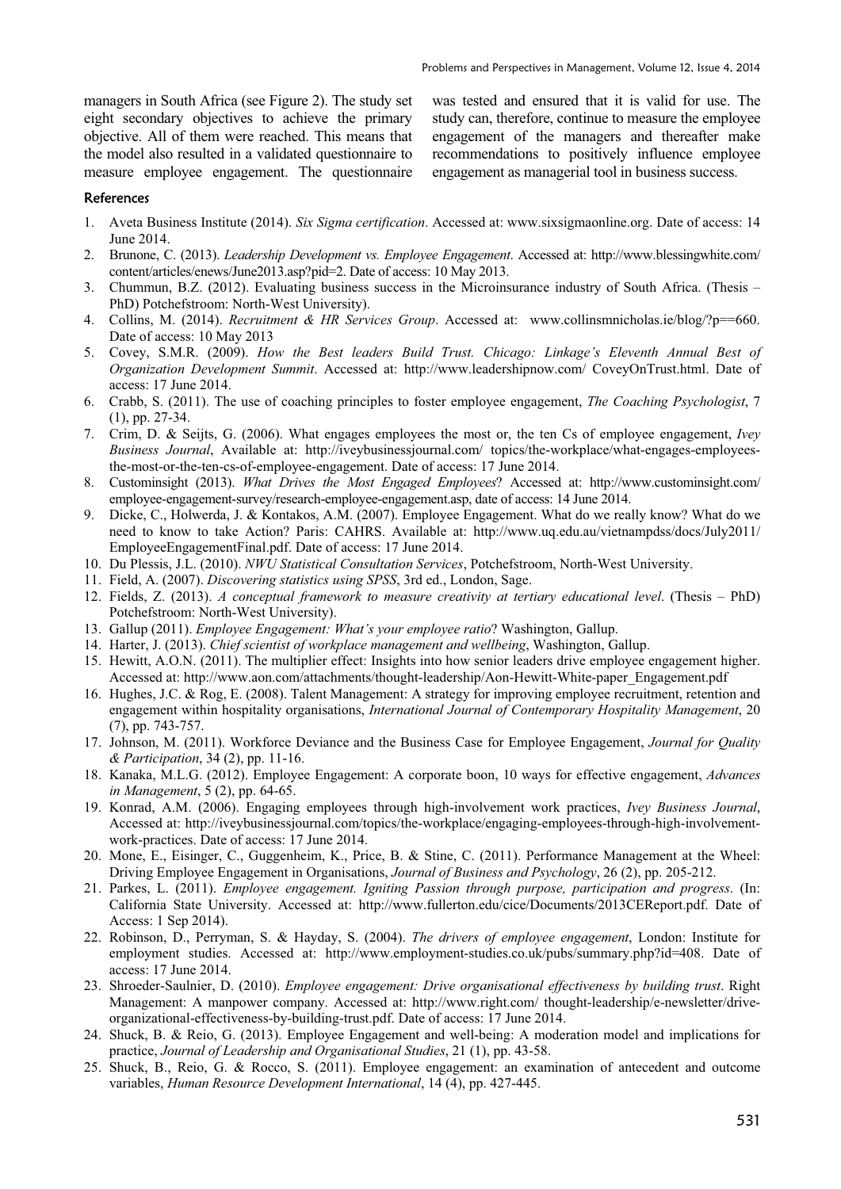managers in South Africa (see Figure 2). The study set eight secondary objectives to achieve the primary objective. All of them were reached. This means that the model also resulted in a validated questionnaire to measure employee engagement. The questionnaire was tested and ensured that it is valid for use. The study can, therefore, continue to measure the employee engagement of the managers and thereafter make recommendations to positively influence employee engagement as managerial tool in business success.

## References

1. Aveta Business Institute (2014). *Six Sigma certification*. Accessed at: www.sixsigmaonline.org. Date of access: 14 June 2014.
2. Brunone, C. (2013). *Leadership Development vs. Employee Engagement*. Accessed at: http://www.blessingwhite.com/content/articles/enews/June2013.asp?pid=2. Date of access: 10 May 2013.
3. Chummun, B.Z. (2012). Evaluating business success in the Microinsurance industry of South Africa. (Thesis – PhD) Potchefstroom: North-West University).
4. Collins, M. (2014). *Recruitment & HR Services Group*. Accessed at: www.collinsmnicholas.ie/blog/?p==660. Date of access: 10 May 2013
5. Covey, S.M.R. (2009). *How the Best leaders Build Trust. Chicago: Linkage's Eleventh Annual Best of Organization Development Summit*. Accessed at: http://www.leadershipnow.com/ CoveyOnTrust.html. Date of access: 17 June 2014.
6. Crabb, S. (2011). The use of coaching principles to foster employee engagement, *The Coaching Psychologist*, 7 (1), pp. 27-34.
7. Crim, D. & Seijts, G. (2006). What engages employees the most or, the ten Cs of employee engagement, *Ivey Business Journal*, Available at: http://iveybusinessjournal.com/ topics/the-workplace/what-engages-employees-the-most-or-the-ten-cs-of-employee-engagement. Date of access: 17 June 2014.
8. Custominsight (2013). *What Drives the Most Engaged Employees*? Accessed at: http://www.custominsight.com/employee-engagement-survey/research-employee-engagement.asp, date of access: 14 June 2014.
9. Dicke, C., Holwerda, J. & Kontakos, A.M. (2007). Employee Engagement. What do we really know? What do we need to know to take Action? Paris: CAHRS. Available at: http://www.uq.edu.au/vietnampdss/docs/July2011/EmployeeEngagementFinal.pdf. Date of access: 17 June 2014.
10. Du Plessis, J.L. (2010). *NWU Statistical Consultation Services*, Potchefstroom, North-West University.
11. Field, A. (2007). *Discovering statistics using SPSS*, 3rd ed., London, Sage.
12. Fields, Z. (2013). *A conceptual framework to measure creativity at tertiary educational level*. (Thesis – PhD) Potchefstroom: North-West University).
13. Gallup (2011). *Employee Engagement: What's your employee ratio*? Washington, Gallup.
14. Harter, J. (2013). *Chief scientist of workplace management and wellbeing*, Washington, Gallup.
15. Hewitt, A.O.N. (2011). The multiplier effect: Insights into how senior leaders drive employee engagement higher. Accessed at: http://www.aon.com/attachments/thought-leadership/Aon-Hewitt-White-paper_Engagement.pdf
16. Hughes, J.C. & Rog, E. (2008). Talent Management: A strategy for improving employee recruitment, retention and engagement within hospitality organisations, *International Journal of Contemporary Hospitality Management*, 20 (7), pp. 743-757.
17. Johnson, M. (2011). Workforce Deviance and the Business Case for Employee Engagement, *Journal for Quality & Participation*, 34 (2), pp. 11-16.
18. Kanaka, M.L.G. (2012). Employee Engagement: A corporate boon, 10 ways for effective engagement, *Advances in Management*, 5 (2), pp. 64-65.
19. Konrad, A.M. (2006). Engaging employees through high-involvement work practices, *Ivey Business Journal*, Accessed at: http://iveybusinessjournal.com/topics/the-workplace/engaging-employees-through-high-involvement-work-practices. Date of access: 17 June 2014.
20. Mone, E., Eisinger, C., Guggenheim, K., Price, B. & Stine, C. (2011). Performance Management at the Wheel: Driving Employee Engagement in Organisations, *Journal of Business and Psychology*, 26 (2), pp. 205-212.
21. Parkes, L. (2011). *Employee engagement. Igniting Passion through purpose, participation and progress*. (In: California State University. Accessed at: http://www.fullerton.edu/cice/Documents/2013CEReport.pdf. Date of Access: 1 Sep 2014).
22. Robinson, D., Perryman, S. & Hayday, S. (2004). *The drivers of employee engagement*, London: Institute for employment studies. Accessed at: http://www.employment-studies.co.uk/pubs/summary.php?id=408. Date of access: 17 June 2014.
23. Shroeder-Saulnier, D. (2010). *Employee engagement: Drive organisational effectiveness by building trust*. Right Management: A manpower company. Accessed at: http://www.right.com/ thought-leadership/e-newsletter/drive-organizational-effectiveness-by-building-trust.pdf. Date of access: 17 June 2014.
24. Shuck, B. & Reio, G. (2013). Employee Engagement and well-being: A moderation model and implications for practice, *Journal of Leadership and Organisational Studies*, 21 (1), pp. 43-58.
25. Shuck, B., Reio, G. & Rocco, S. (2011). Employee engagement: an examination of antecedent and outcome variables, *Human Resource Development International*, 14 (4), pp. 427-445.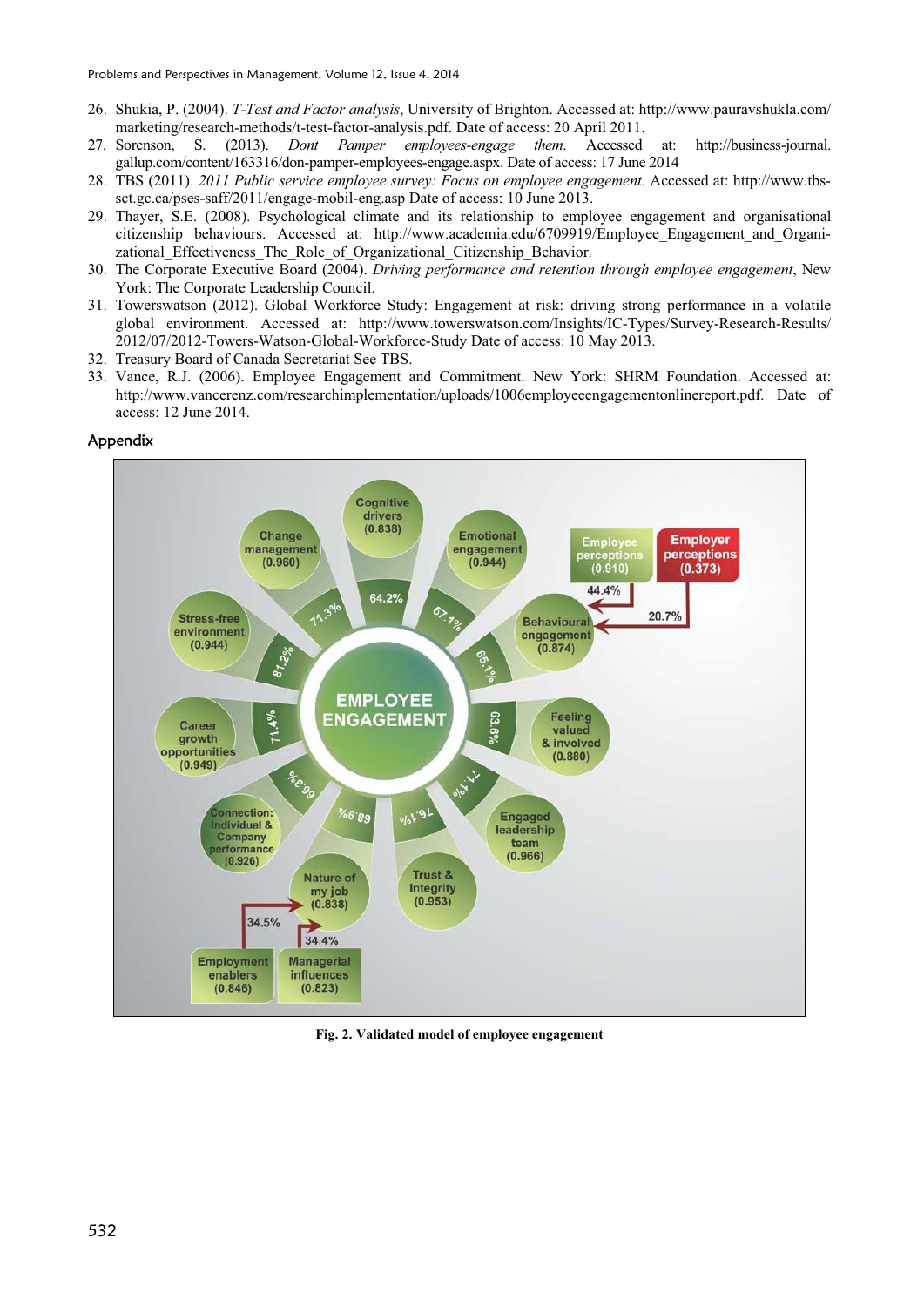26. Shukia, P. (2004). *T-Test and Factor analysis*, University of Brighton. Accessed at: http://www.pauravshukla.com/marketing/research-methods/t-test-factor-analysis.pdf. Date of access: 20 April 2011.
27. Sorenson, S. (2013). *Dont Pamper employees-engage them*. Accessed at: http://business-journal.gallup.com/content/163316/don-pamper-employees-engage.aspx. Date of access: 17 June 2014
28. TBS (2011). *2011 Public service employee survey: Focus on employee engagement*. Accessed at: http://www.tbs-sct.gc.ca/pses-saff/2011/engage-mobil-eng.asp Date of access: 10 June 2013.
29. Thayer, S.E. (2008). Psychological climate and its relationship to employee engagement and organisational citizenship behaviours. Accessed at: http://www.academia.edu/6709919/Employee_Engagement_and_Organizational_Effectiveness_The_Role_of_Organizational_Citizenship_Behavior.
30. The Corporate Executive Board (2004). *Driving performance and retention through employee engagement*, New York: The Corporate Leadership Council.
31. Towerswatson (2012). Global Workforce Study: Engagement at risk: driving strong performance in a volatile global environment. Accessed at: http://www.towerswatson.com/Insights/IC-Types/Survey-Research-Results/2012/07/2012-Towers-Watson-Global-Workforce-Study Date of access: 10 May 2013.
32. Treasury Board of Canada Secretariat See TBS.
33. Vance, R.J. (2006). Employee Engagement and Commitment. New York: SHRM Foundation. Accessed at: http://www.vancerenz.com/researchimplementation/uploads/1006employeeengagementonlinereport.pdf. Date of access: 12 June 2014.

## Appendix

EMPLOYEE ENGAGEMENT

Cognitive drivers (0.838) 64.2%

Emotional engagement (0.944) 67.1%

Behavioural engagement (0.874) 65.1%

Employee perceptions (0.910) 44.4%

Employer perceptions (0.373) 20.7%

Feeling valued & involved (0.880) 63.6%

Engaged leadership team (0.966) 71.1%

Trust & Integrity (0.953) 76.1%

Nature of my job (0.838) 68.9%

Employment enablers (0.846) 34.5%

Managerial influences (0.823) 34.4%

Connection: Individual & Company performance (0.926) 66.3%

Career growth opportunities (0.949) 71.4%

Stress-free environment (0.944) 81.2%

Change management (0.960) 71.3%

Fig. 2. Validated model of employee engagement